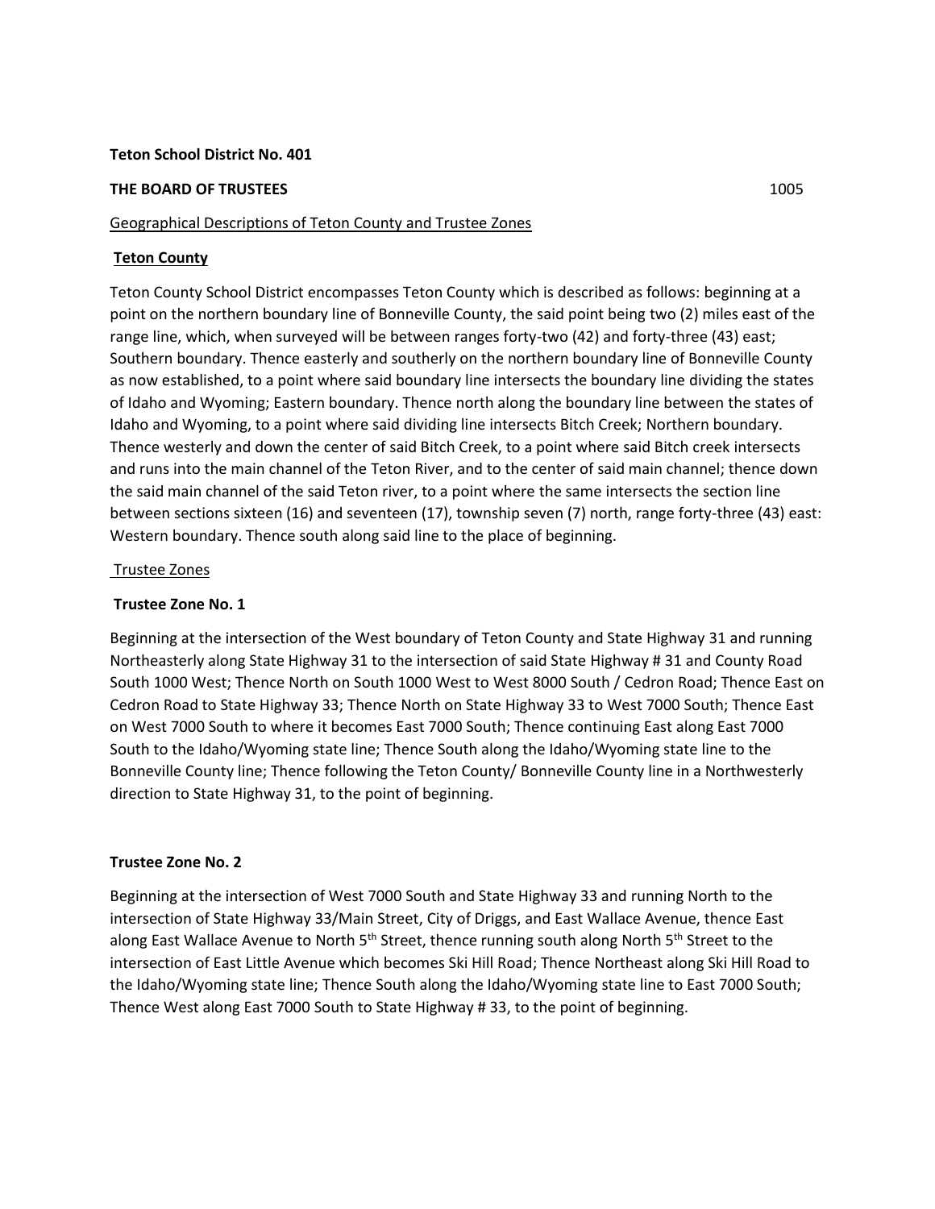**Teton School District No. 401**

**THE BOARD OF TRUSTEES** 1005

Geographical Descriptions of Teton County and Trustee Zones

**Teton County**

Teton County School District encompasses Teton County which is described as follows: beginning at a point on the northern boundary line of Bonneville County, the said point being two (2) miles east of the range line, which, when surveyed will be between ranges forty-two (42) and forty-three (43) east; Southern boundary. Thence easterly and southerly on the northern boundary line of Bonneville County as now established, to a point where said boundary line intersects the boundary line dividing the states of Idaho and Wyoming; Eastern boundary. Thence north along the boundary line between the states of Idaho and Wyoming, to a point where said dividing line intersects Bitch Creek; Northern boundary. Thence westerly and down the center of said Bitch Creek, to a point where said Bitch creek intersects and runs into the main channel of the Teton River, and to the center of said main channel; thence down the said main channel of the said Teton river, to a point where the same intersects the section line between sections sixteen (16) and seventeen (17), township seven (7) north, range forty-three (43) east: Western boundary. Thence south along said line to the place of beginning.

Trustee Zones

**Trustee Zone No. 1**

Beginning at the intersection of the West boundary of Teton County and State Highway 31 and running Northeasterly along State Highway 31 to the intersection of said State Highway # 31 and County Road South 1000 West; Thence North on South 1000 West to West 8000 South / Cedron Road; Thence East on Cedron Road to State Highway 33; Thence North on State Highway 33 to West 7000 South; Thence East on West 7000 South to where it becomes East 7000 South; Thence continuing East along East 7000 South to the Idaho/Wyoming state line; Thence South along the Idaho/Wyoming state line to the Bonneville County line; Thence following the Teton County/ Bonneville County line in a Northwesterly direction to State Highway 31, to the point of beginning.

**Trustee Zone No. 2**

Beginning at the intersection of West 7000 South and State Highway 33 and running North to the intersection of State Highway 33/Main Street, City of Driggs, and East Wallace Avenue, thence East along East Wallace Avenue to North 5th Street, thence running south along North 5th Street to the intersection of East Little Avenue which becomes Ski Hill Road; Thence Northeast along Ski Hill Road to the Idaho/Wyoming state line; Thence South along the Idaho/Wyoming state line to East 7000 South; Thence West along East 7000 South to State Highway # 33, to the point of beginning.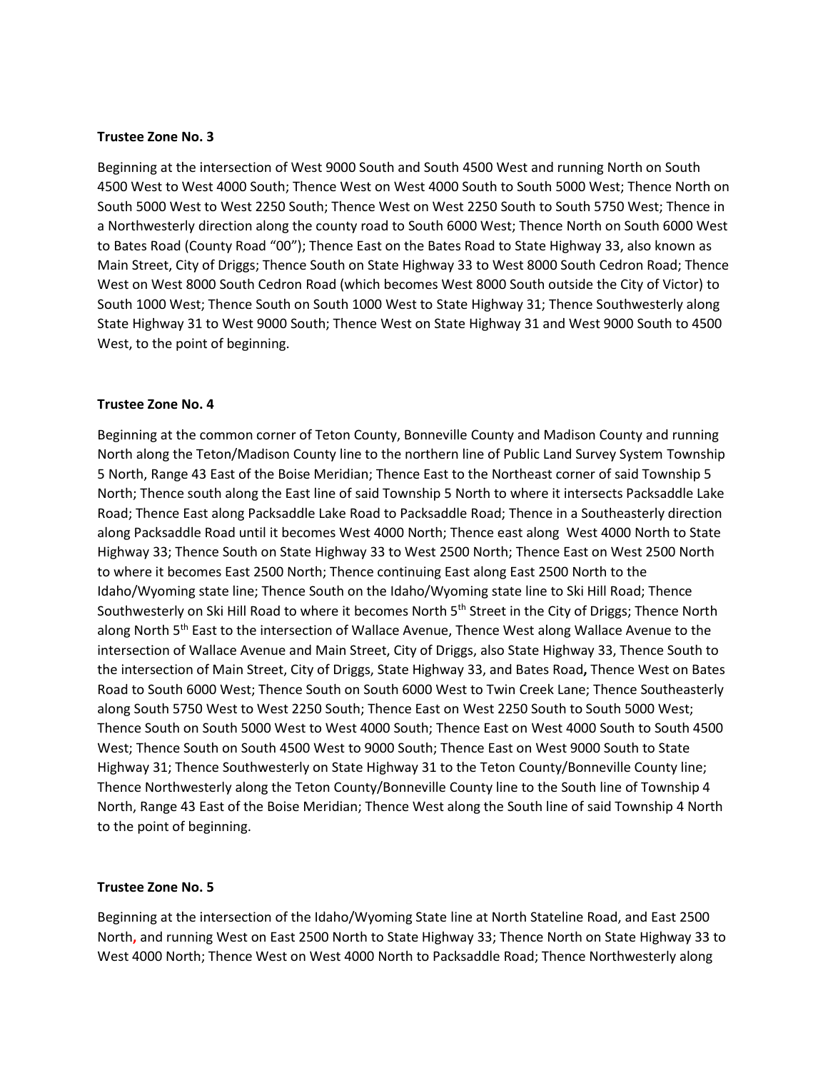**Trustee Zone No. 3**

Beginning at the intersection of West 9000 South and South 4500 West and running North on South 4500 West to West 4000 South; Thence West on West 4000 South to South 5000 West; Thence North on South 5000 West to West 2250 South; Thence West on West 2250 South to South 5750 West; Thence in a Northwesterly direction along the county road to South 6000 West; Thence North on South 6000 West to Bates Road (County Road "00"); Thence East on the Bates Road to State Highway 33, also known as Main Street, City of Driggs; Thence South on State Highway 33 to West 8000 South Cedron Road; Thence West on West 8000 South Cedron Road (which becomes West 8000 South outside the City of Victor) to South 1000 West; Thence South on South 1000 West to State Highway 31; Thence Southwesterly along State Highway 31 to West 9000 South; Thence West on State Highway 31 and West 9000 South to 4500 West, to the point of beginning.

**Trustee Zone No. 4**

Beginning at the common corner of Teton County, Bonneville County and Madison County and running North along the Teton/Madison County line to the northern line of Public Land Survey System Township 5 North, Range 43 East of the Boise Meridian; Thence East to the Northeast corner of said Township 5 North; Thence south along the East line of said Township 5 North to where it intersects Packsaddle Lake Road; Thence East along Packsaddle Lake Road to Packsaddle Road; Thence in a Southeasterly direction along Packsaddle Road until it becomes West 4000 North; Thence east along West 4000 North to State Highway 33; Thence South on State Highway 33 to West 2500 North; Thence East on West 2500 North to where it becomes East 2500 North; Thence continuing East along East 2500 North to the Idaho/Wyoming state line; Thence South on the Idaho/Wyoming state line to Ski Hill Road; Thence Southwesterly on Ski Hill Road to where it becomes North 5th Street in the City of Driggs; Thence North along North 5th East to the intersection of Wallace Avenue, Thence West along Wallace Avenue to the intersection of Wallace Avenue and Main Street, City of Driggs, also State Highway 33, Thence South to the intersection of Main Street, City of Driggs, State Highway 33, and Bates Road**,** Thence West on Bates Road to South 6000 West; Thence South on South 6000 West to Twin Creek Lane; Thence Southeasterly along South 5750 West to West 2250 South; Thence East on West 2250 South to South 5000 West; Thence South on South 5000 West to West 4000 South; Thence East on West 4000 South to South 4500 West; Thence South on South 4500 West to 9000 South; Thence East on West 9000 South to State Highway 31; Thence Southwesterly on State Highway 31 to the Teton County/Bonneville County line; Thence Northwesterly along the Teton County/Bonneville County line to the South line of Township 4 North, Range 43 East of the Boise Meridian; Thence West along the South line of said Township 4 North to the point of beginning.

**Trustee Zone No. 5**

Beginning at the intersection of the Idaho/Wyoming State line at North Stateline Road, and East 2500 North, and running West on East 2500 North to State Highway 33; Thence North on State Highway 33 to West 4000 North; Thence West on West 4000 North to Packsaddle Road; Thence Northwesterly along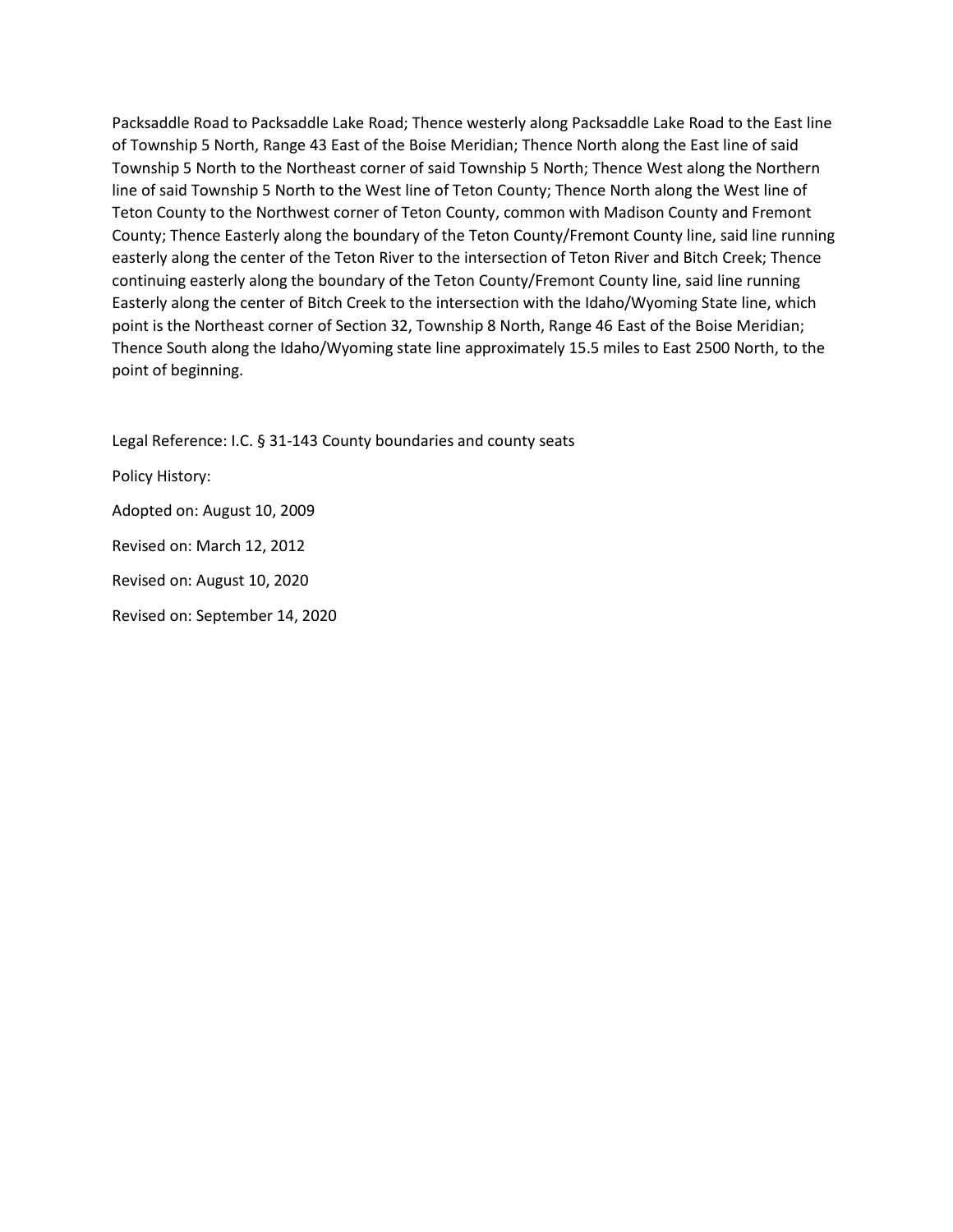Packsaddle Road to Packsaddle Lake Road; Thence westerly along Packsaddle Lake Road to the East line of Township 5 North, Range 43 East of the Boise Meridian; Thence North along the East line of said Township 5 North to the Northeast corner of said Township 5 North; Thence West along the Northern line of said Township 5 North to the West line of Teton County; Thence North along the West line of Teton County to the Northwest corner of Teton County, common with Madison County and Fremont County; Thence Easterly along the boundary of the Teton County/Fremont County line, said line running easterly along the center of the Teton River to the intersection of Teton River and Bitch Creek; Thence continuing easterly along the boundary of the Teton County/Fremont County line, said line running Easterly along the center of Bitch Creek to the intersection with the Idaho/Wyoming State line, which point is the Northeast corner of Section 32, Township 8 North, Range 46 East of the Boise Meridian; Thence South along the Idaho/Wyoming state line approximately 15.5 miles to East 2500 North, to the point of beginning.

Legal Reference: I.C. § 31-143 County boundaries and county seats

Policy History:

Adopted on: August 10, 2009

Revised on: March 12, 2012

Revised on: August 10, 2020

Revised on: September 14, 2020